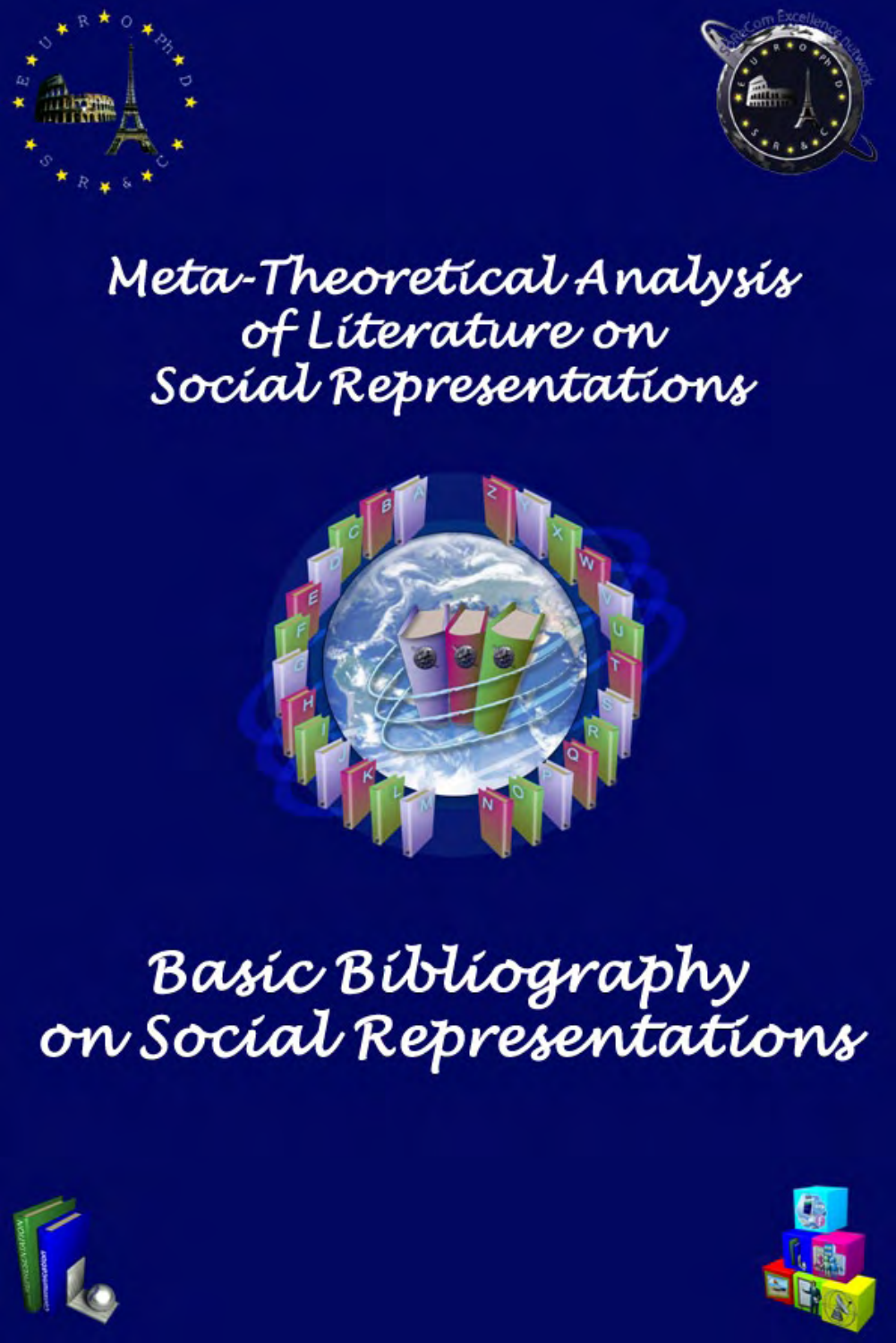# Meta-Theoretical Analysis of Literature on Social Representations

# Basic Bibliography on Social Representations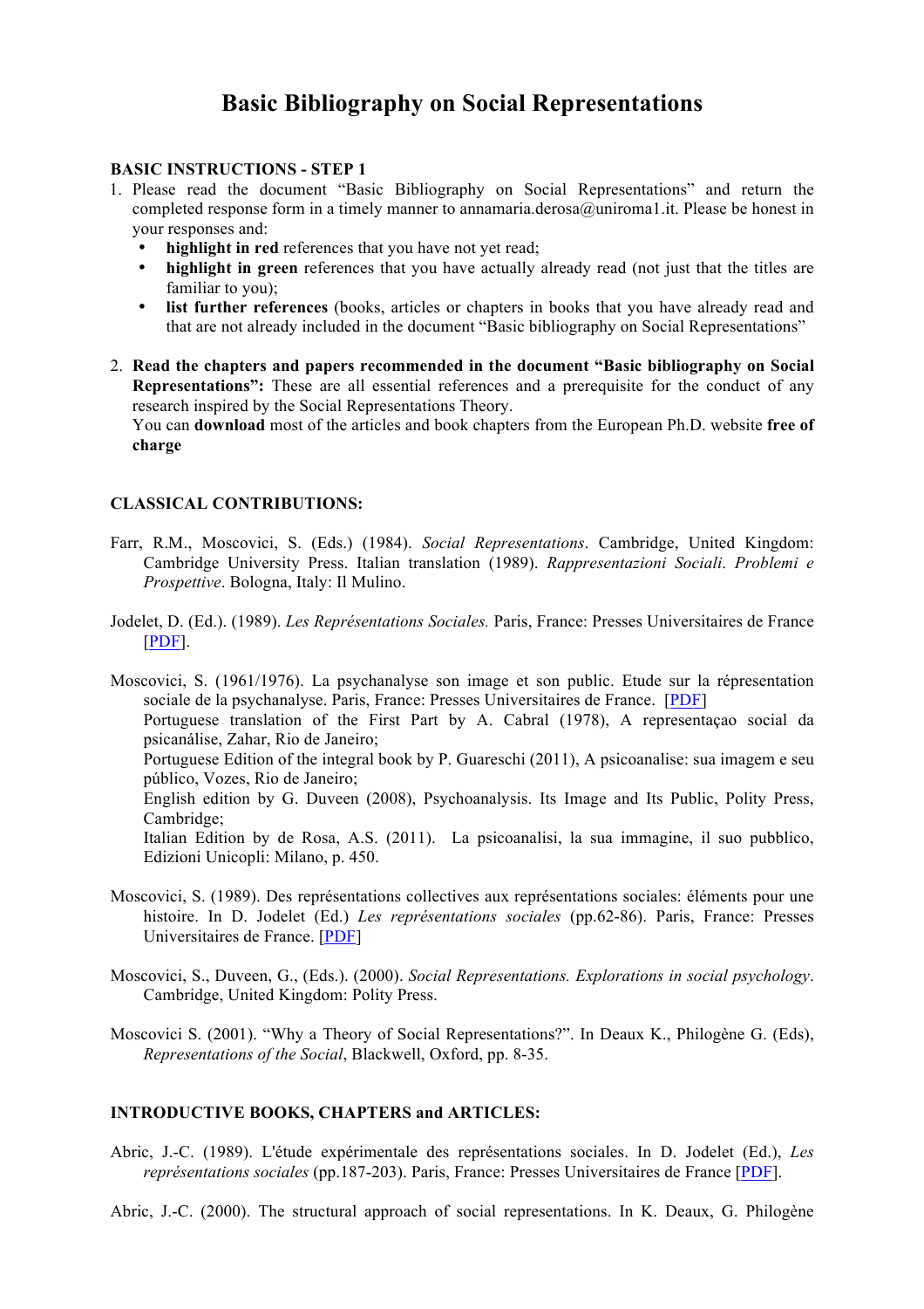# Basic Bibliography on Social Representations

**BASIC INSTRUCTIONS - STEP 1**

1. Please read the document "Basic Bibliography on Social Representations" and return the completed response form in a timely manner to annamaria.derosa@uniroma1.it. Please be honest in your responses and:
   - **highlight in red** references that you have not yet read;
   - **highlight in green** references that you have actually already read (not just that the titles are familiar to you);
   - **list further references** (books, articles or chapters in books that you have already read and that are not already included in the document "Basic bibliography on Social Representations"

2. **Read the chapters and papers recommended in the document "Basic bibliography on Social Representations":** These are all essential references and a prerequisite for the conduct of any research inspired by the Social Representations Theory.
   You can **download** most of the articles and book chapters from the European Ph.D. website **free of charge**

**CLASSICAL CONTRIBUTIONS:**

Farr, R.M., Moscovici, S. (Eds.) (1984). *Social Representations*. Cambridge, United Kingdom: Cambridge University Press. Italian translation (1989). *Rappresentazioni Sociali. Problemi e Prospettive*. Bologna, Italy: Il Mulino.

Jodelet, D. (Ed.). (1989). *Les Représentations Sociales.* Paris, France: Presses Universitaires de France [PDF].

Moscovici, S. (1961/1976). La psychanalyse son image et son public. Etude sur la répresentation sociale de la psychanalyse. Paris, France: Presses Universitaires de France. [PDF]
Portuguese translation of the First Part by A. Cabral (1978), A representaçao social da psicanálise, Zahar, Rio de Janeiro;
Portuguese Edition of the integral book by P. Guareschi (2011), A psicoanalise: sua imagem e seu público, Vozes, Rio de Janeiro;
English edition by G. Duveen (2008), Psychoanalysis. Its Image and Its Public, Polity Press, Cambridge;
Italian Edition by de Rosa, A.S. (2011). La psicoanalisi, la sua immagine, il suo pubblico, Edizioni Unicopli: Milano, p. 450.

Moscovici, S. (1989). Des représentations collectives aux représentations sociales: éléments pour une histoire. In D. Jodelet (Ed.) *Les représentations sociales* (pp.62-86). Paris, France: Presses Universitaires de France. [PDF]

Moscovici, S., Duveen, G., (Eds.). (2000). *Social Representations. Explorations in social psychology*. Cambridge, United Kingdom: Polity Press.

Moscovici S. (2001). "Why a Theory of Social Representations?". In Deaux K., Philogène G. (Eds), *Representations of the Social*, Blackwell, Oxford, pp. 8-35.

**INTRODUCTIVE BOOKS, CHAPTERS and ARTICLES:**

Abric, J.-C. (1989). L'étude expérimentale des représentations sociales. In D. Jodelet (Ed.), *Les représentations sociales* (pp.187-203). Paris, France: Presses Universitaires de France [PDF].

Abric, J.-C. (2000). The structural approach of social representations. In K. Deaux, G. Philogène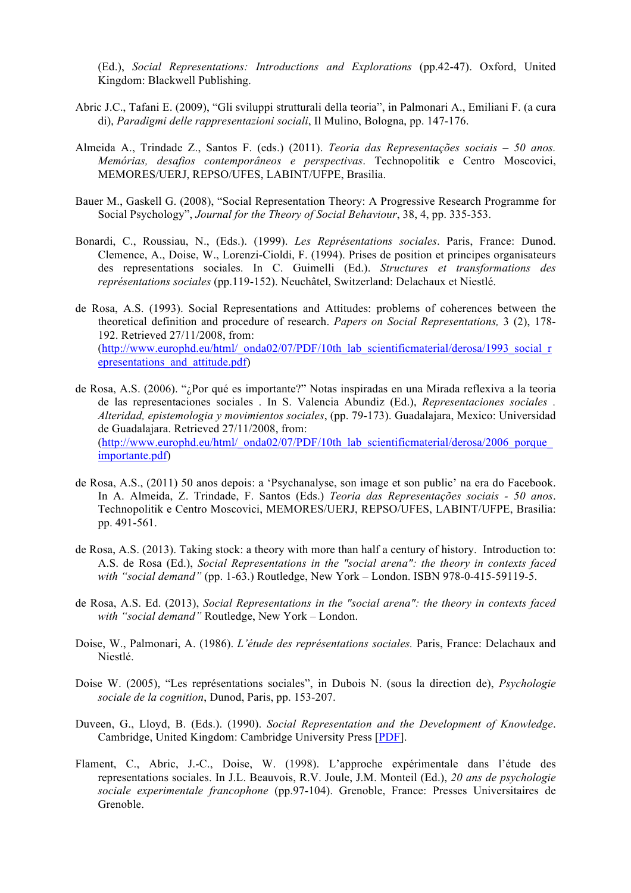(Ed.), *Social Representations: Introductions and Explorations* (pp.42-47). Oxford, United Kingdom: Blackwell Publishing.

Abric J.C., Tafani E. (2009), "Gli sviluppi strutturali della teoria", in Palmonari A., Emiliani F. (a cura di), *Paradigmi delle rappresentazioni sociali*, Il Mulino, Bologna, pp. 147-176.

Almeida A., Trindade Z., Santos F. (eds.) (2011). *Teoria das Representações sociais – 50 anos. Memórias, desafios contemporâneos e perspectivas*. Technopolitik e Centro Moscovici, MEMORES/UERJ, REPSO/UFES, LABINT/UFPE, Brasilia.

Bauer M., Gaskell G. (2008), "Social Representation Theory: A Progressive Research Programme for Social Psychology", *Journal for the Theory of Social Behaviour*, 38, 4, pp. 335-353.

Bonardi, C., Roussiau, N., (Eds.). (1999). *Les Représentations sociales*. Paris, France: Dunod. Clemence, A., Doise, W., Lorenzi-Cioldi, F. (1994). Prises de position et principes organisateurs des representations sociales. In C. Guimelli (Ed.). *Structures et transformations des représentations sociales* (pp.119-152). Neuchâtel, Switzerland: Delachaux et Niestlé.

de Rosa, A.S. (1993). Social Representations and Attitudes: problems of coherences between the theoretical definition and procedure of research. *Papers on Social Representations,* 3 (2), 178-192. Retrieved 27/11/2008, from: (http://www.europhd.eu/html/_onda02/07/PDF/10th_lab_scientificmaterial/derosa/1993_social_representations_and_attitude.pdf)

de Rosa, A.S. (2006). "¿Por qué es importante?" Notas inspiradas en una Mirada reflexiva a la teoria de las representaciones sociales . In S. Valencia Abundiz (Ed.), *Representaciones sociales . Alteridad, epistemologia y movimientos sociales*, (pp. 79-173). Guadalajara, Mexico: Universidad de Guadalajara. Retrieved 27/11/2008, from: (http://www.europhd.eu/html/_onda02/07/PDF/10th_lab_scientificmaterial/derosa/2006_porque_importante.pdf)

de Rosa, A.S., (2011) 50 anos depois: a 'Psychanalyse, son image et son public' na era do Facebook. In A. Almeida, Z. Trindade, F. Santos (Eds.) *Teoria das Representações sociais - 50 anos*. Technopolitik e Centro Moscovici, MEMORES/UERJ, REPSO/UFES, LABINT/UFPE, Brasilia: pp. 491-561.

de Rosa, A.S. (2013). Taking stock: a theory with more than half a century of history. Introduction to: A.S. de Rosa (Ed.), *Social Representations in the "social arena": the theory in contexts faced with "social demand"* (pp. 1-63.) Routledge, New York – London. ISBN 978-0-415-59119-5.

de Rosa, A.S. Ed. (2013), *Social Representations in the "social arena": the theory in contexts faced with "social demand"* Routledge, New York – London.

Doise, W., Palmonari, A. (1986). *L'étude des représentations sociales.* Paris, France: Delachaux and Niestlé.

Doise W. (2005), "Les représentations sociales", in Dubois N. (sous la direction de), *Psychologie sociale de la cognition*, Dunod, Paris, pp. 153-207.

Duveen, G., Lloyd, B. (Eds.). (1990). *Social Representation and the Development of Knowledge*. Cambridge, United Kingdom: Cambridge University Press [PDF].

Flament, C., Abric, J.-C., Doise, W. (1998). L'approche expérimentale dans l'étude des representations sociales. In J.L. Beauvois, R.V. Joule, J.M. Monteil (Ed.), *20 ans de psychologie sociale experimentale francophone* (pp.97-104). Grenoble, France: Presses Universitaires de Grenoble.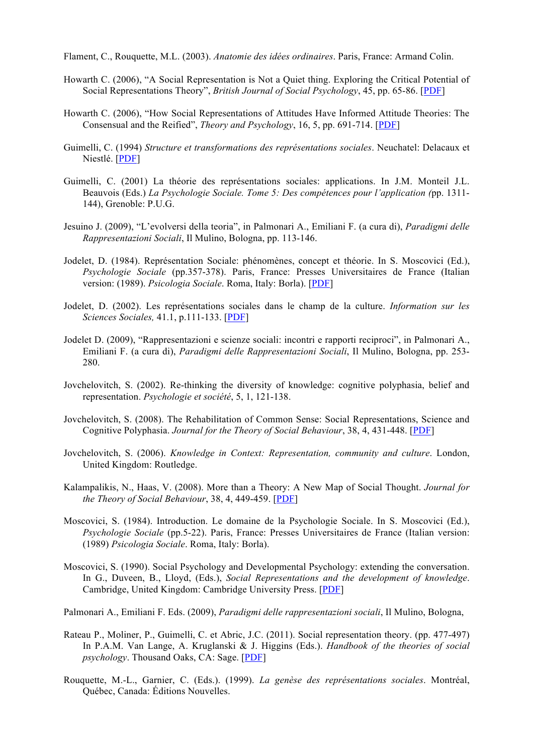Flament, C., Rouquette, M.L. (2003). *Anatomie des idées ordinaires*. Paris, France: Armand Colin.

Howarth C. (2006), "A Social Representation is Not a Quiet thing. Exploring the Critical Potential of Social Representations Theory", *British Journal of Social Psychology*, 45, pp. 65-86. [PDF]

Howarth C. (2006), "How Social Representations of Attitudes Have Informed Attitude Theories: The Consensual and the Reified", *Theory and Psychology*, 16, 5, pp. 691-714. [PDF]

Guimelli, C. (1994) *Structure et transformations des représentations sociales*. Neuchatel: Delacaux et Niestlé. [PDF]

Guimelli, C. (2001) La théorie des représentations sociales: applications. In J.M. Monteil J.L. Beauvois (Eds.) *La Psychologie Sociale. Tome 5: Des compétences pour l'application (*pp. 1311-144), Grenoble: P.U.G.

Jesuino J. (2009), "L'evolversi della teoria", in Palmonari A., Emiliani F. (a cura di), *Paradigmi delle Rappresentazioni Sociali*, Il Mulino, Bologna, pp. 113-146.

Jodelet, D. (1984). Représentation Sociale: phénomènes, concept et théorie. In S. Moscovici (Ed.), *Psychologie Sociale* (pp.357-378). Paris, France: Presses Universitaires de France (Italian version: (1989). *Psicologia Sociale*. Roma, Italy: Borla). [PDF]

Jodelet, D. (2002). Les représentations sociales dans le champ de la culture. *Information sur les Sciences Sociales,* 41.1, p.111-133. [PDF]

Jodelet D. (2009), "Rappresentazioni e scienze sociali: incontri e rapporti reciproci", in Palmonari A., Emiliani F. (a cura di), *Paradigmi delle Rappresentazioni Sociali*, Il Mulino, Bologna, pp. 253-280.

Jovchelovitch, S. (2002). Re-thinking the diversity of knowledge: cognitive polyphasia, belief and representation. *Psychologie et société*, 5, 1, 121-138.

Jovchelovitch, S. (2008). The Rehabilitation of Common Sense: Social Representations, Science and Cognitive Polyphasia. *Journal for the Theory of Social Behaviour*, 38, 4, 431-448. [PDF]

Jovchelovitch, S. (2006). *Knowledge in Context: Representation, community and culture*. London, United Kingdom: Routledge.

Kalampalikis, N., Haas, V. (2008). More than a Theory: A New Map of Social Thought. *Journal for the Theory of Social Behaviour*, 38, 4, 449-459. [PDF]

Moscovici, S. (1984). Introduction. Le domaine de la Psychologie Sociale. In S. Moscovici (Ed.), *Psychologie Sociale* (pp.5-22). Paris, France: Presses Universitaires de France (Italian version: (1989) *Psicologia Sociale*. Roma, Italy: Borla).

Moscovici, S. (1990). Social Psychology and Developmental Psychology: extending the conversation. In G., Duveen, B., Lloyd, (Eds.), *Social Representations and the development of knowledge*. Cambridge, United Kingdom: Cambridge University Press. [PDF]

Palmonari A., Emiliani F. Eds. (2009), *Paradigmi delle rappresentazioni sociali*, Il Mulino, Bologna,

Rateau P., Moliner, P., Guimelli, C. et Abric, J.C. (2011). Social representation theory. (pp. 477-497) In P.A.M. Van Lange, A. Kruglanski & J. Higgins (Eds.). *Handbook of the theories of social psychology*. Thousand Oaks, CA: Sage. [PDF]

Rouquette, M.-L., Garnier, C. (Eds.). (1999). *La genèse des représentations sociales*. Montréal, Québec, Canada: Éditions Nouvelles.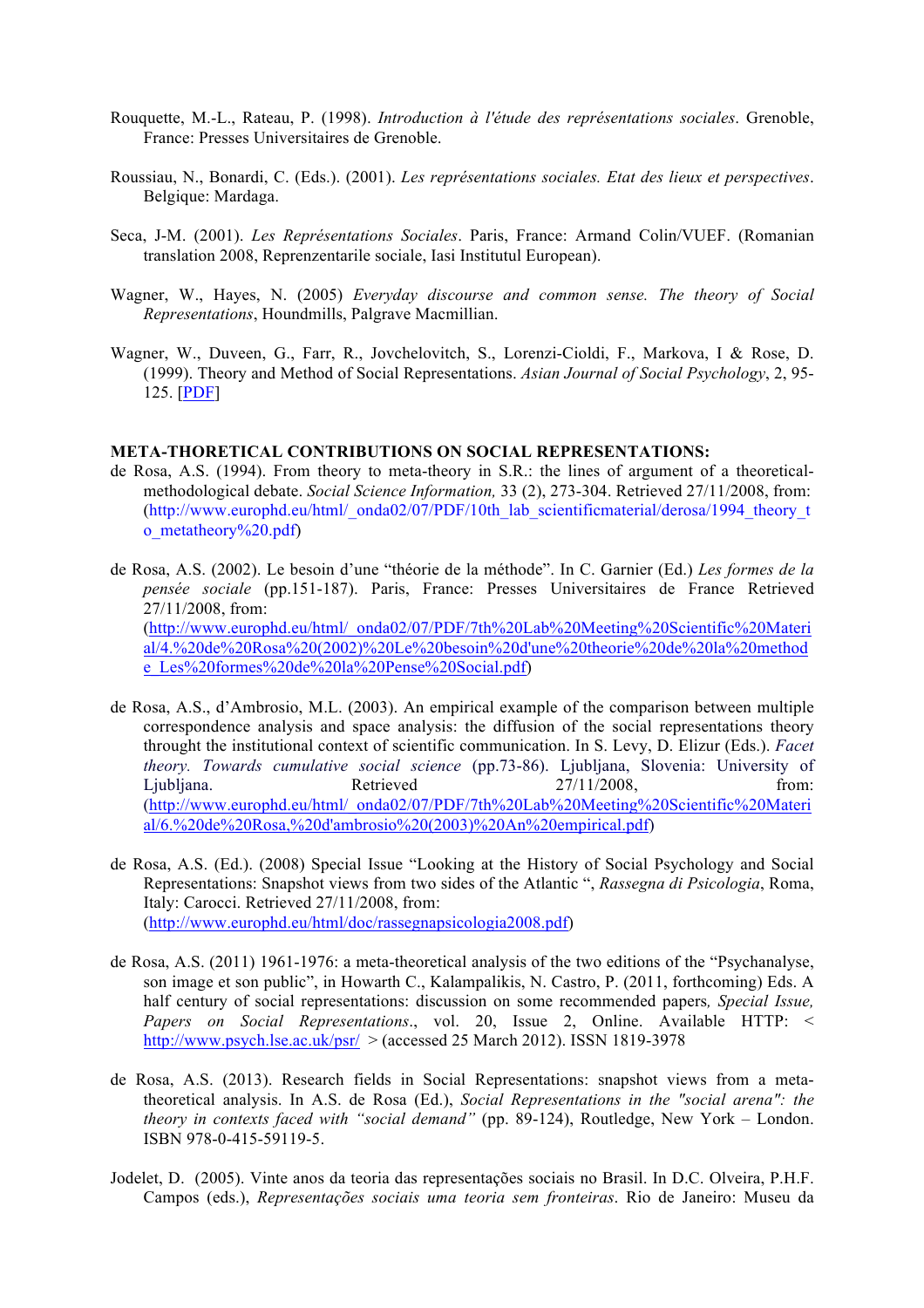Rouquette, M.-L., Rateau, P. (1998). *Introduction à l'étude des représentations sociales*. Grenoble, France: Presses Universitaires de Grenoble.

Roussiau, N., Bonardi, C. (Eds.). (2001). *Les représentations sociales. Etat des lieux et perspectives*. Belgique: Mardaga.

Seca, J-M. (2001). *Les Représentations Sociales*. Paris, France: Armand Colin/VUEF. (Romanian translation 2008, Reprenzentarile sociale, Iasi Institutul European).

Wagner, W., Hayes, N. (2005) *Everyday discourse and common sense. The theory of Social Representations*, Houndmills, Palgrave Macmillian.

Wagner, W., Duveen, G., Farr, R., Jovchelovitch, S., Lorenzi-Cioldi, F., Markova, I & Rose, D. (1999). Theory and Method of Social Representations. *Asian Journal of Social Psychology*, 2, 95-125. [PDF]

**META-THORETICAL CONTRIBUTIONS ON SOCIAL REPRESENTATIONS:**

de Rosa, A.S. (1994). From theory to meta-theory in S.R.: the lines of argument of a theoretical-methodological debate. *Social Science Information,* 33 (2), 273-304. Retrieved 27/11/2008, from: (http://www.europhd.eu/html/_onda02/07/PDF/10th_lab_scientificmaterial/derosa/1994_theory_to_metatheory%20.pdf)

de Rosa, A.S. (2002). Le besoin d'une "théorie de la méthode". In C. Garnier (Ed.) *Les formes de la pensée sociale* (pp.151-187). Paris, France: Presses Universitaires de France Retrieved 27/11/2008, from: (http://www.europhd.eu/html/_onda02/07/PDF/7th%20Lab%20Meeting%20Scientific%20Material/4.%20de%20Rosa%20(2002)%20Le%20besoin%20d'une%20theorie%20de%20la%20methode_Les%20formes%20de%20la%20Pense%20Social.pdf)

de Rosa, A.S., d'Ambrosio, M.L. (2003). An empirical example of the comparison between multiple correspondence analysis and space analysis: the diffusion of the social representations theory throught the institutional context of scientific communication. In S. Levy, D. Elizur (Eds.). *Facet theory. Towards cumulative social science* (pp.73-86). Ljubljana, Slovenia: University of Ljubljana. Retrieved 27/11/2008, from: (http://www.europhd.eu/html/_onda02/07/PDF/7th%20Lab%20Meeting%20Scientific%20Material/6.%20de%20Rosa,%20d'ambrosio%20(2003)%20An%20empirical.pdf)

de Rosa, A.S. (Ed.). (2008) Special Issue "Looking at the History of Social Psychology and Social Representations: Snapshot views from two sides of the Atlantic ", *Rassegna di Psicologia*, Roma, Italy: Carocci. Retrieved 27/11/2008, from: (http://www.europhd.eu/html/doc/rassegnapsicologia2008.pdf)

de Rosa, A.S. (2011) 1961-1976: a meta-theoretical analysis of the two editions of the "Psychanalyse, son image et son public", in Howarth C., Kalampalikis, N. Castro, P. (2011, forthcoming) Eds. A half century of social representations: discussion on some recommended papers*, Special Issue, Papers on Social Representations*., vol. 20, Issue 2, Online. Available HTTP: < http://www.psych.lse.ac.uk/psr/ > (accessed 25 March 2012). ISSN 1819-3978

de Rosa, A.S. (2013). Research fields in Social Representations: snapshot views from a meta-theoretical analysis. In A.S. de Rosa (Ed.), *Social Representations in the "social arena": the theory in contexts faced with "social demand"* (pp. 89-124), Routledge, New York – London. ISBN 978-0-415-59119-5.

Jodelet, D. (2005). Vinte anos da teoria das representações sociais no Brasil. In D.C. Olveira, P.H.F. Campos (eds.), *Representações sociais uma teoria sem fronteiras*. Rio de Janeiro: Museu da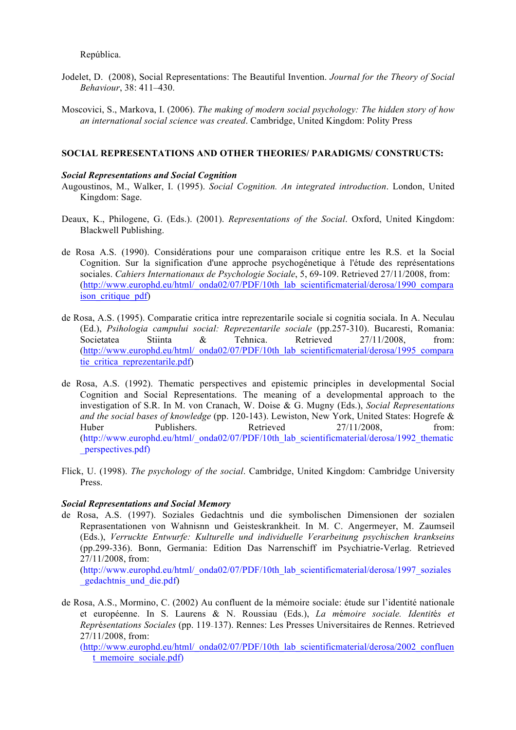República.

Jodelet, D. (2008), Social Representations: The Beautiful Invention. *Journal for the Theory of Social Behaviour*, 38: 411–430.

Moscovici, S., Markova, I. (2006). *The making of modern social psychology: The hidden story of how an international social science was created*. Cambridge, United Kingdom: Polity Press

**SOCIAL REPRESENTATIONS AND OTHER THEORIES/ PARADIGMS/ CONSTRUCTS:**

***Social Representations and Social Cognition***

Augoustinos, M., Walker, I. (1995). *Social Cognition. An integrated introduction*. London, United Kingdom: Sage.

Deaux, K., Philogene, G. (Eds.). (2001). *Representations of the Social*. Oxford, United Kingdom: Blackwell Publishing.

de Rosa A.S. (1990). Considérations pour une comparaison critique entre les R.S. et la Social Cognition. Sur la signification d'une approche psychogénetique à l'étude des représentations sociales. *Cahiers Internationaux de Psychologie Sociale*, 5, 69-109. Retrieved 27/11/2008, from: (http://www.europhd.eu/html/_onda02/07/PDF/10th_lab_scientificmaterial/derosa/1990_comparaison_critique_pdf)

de Rosa, A.S. (1995). Comparatie critica intre reprezentarile sociale si cognitia sociala. In A. Neculau (Ed.), *Psihologia campului social: Reprezentarile sociale* (pp.257-310). Bucaresti, Romania: Societatea Stiinta & Tehnica. Retrieved 27/11/2008, from: (http://www.europhd.eu/html/_onda02/07/PDF/10th_lab_scientificmaterial/derosa/1995_comparatie_critica_reprezentarile.pdf)

de Rosa, A.S. (1992). Thematic perspectives and epistemic principles in developmental Social Cognition and Social Representations. The meaning of a developmental approach to the investigation of S.R. In M. von Cranach, W. Doise & G. Mugny (Eds.), *Social Representations and the social bases of knowledge* (pp. 120-143). Lewiston, New York, United States: Hogrefe & Huber Publishers. Retrieved 27/11/2008, from: (http://www.europhd.eu/html/_onda02/07/PDF/10th_lab_scientificmaterial/derosa/1992_thematic_perspectives.pdf)

Flick, U. (1998). *The psychology of the social*. Cambridge, United Kingdom: Cambridge University Press.

***Social Representations and Social Memory***

de Rosa, A.S. (1997). Soziales Gedachtnis und die symbolischen Dimensionen der sozialen Reprasentationen von Wahnisnn und Geisteskrankheit. In M. C. Angermeyer, M. Zaumseil (Eds.), *Verruckte Entwurfe: Kulturelle und individuelle Verarbeitung psychischen krankseins* (pp.299-336). Bonn, Germania: Edition Das Narrenschiff im Psychiatrie-Verlag. Retrieved 27/11/2008, from: (http://www.europhd.eu/html/_onda02/07/PDF/10th_lab_scientificmaterial/derosa/1997_soziales_gedachtnis_und_die.pdf)

de Rosa, A.S., Mormino, C. (2002) Au confluent de la mémoire sociale: étude sur l'identité nationale et européenne. In S. Laurens & N. Roussiau (Eds.), *La mémoire sociale. Identités et Représentations Sociales* (pp. 119–137). Rennes: Les Presses Universitaires de Rennes. Retrieved 27/11/2008, from: (http://www.europhd.eu/html/_onda02/07/PDF/10th_lab_scientificmaterial/derosa/2002_confluent_memoire_sociale.pdf)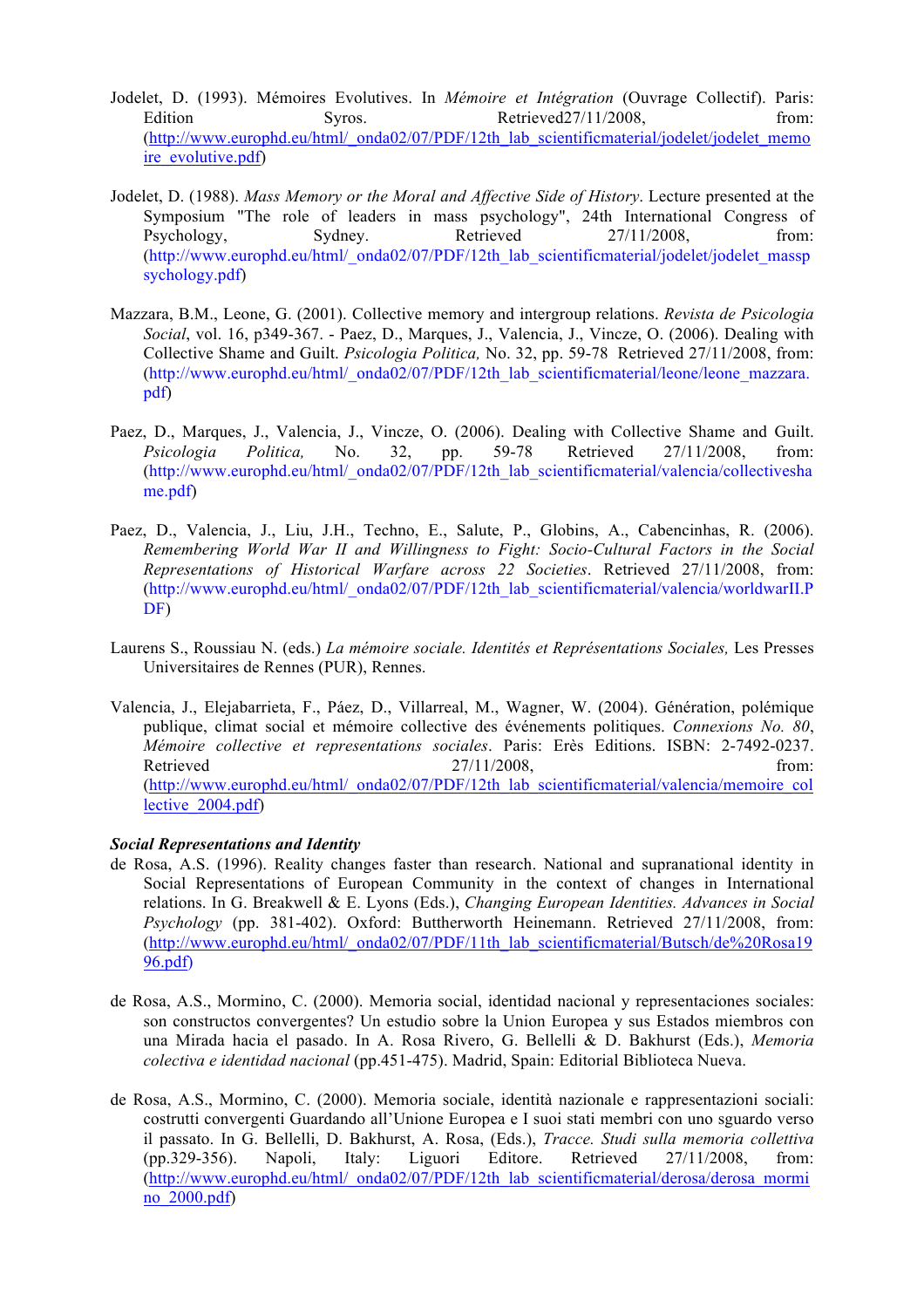Jodelet, D. (1993). Mémoires Evolutives. In *Mémoire et Intégration* (Ouvrage Collectif). Paris: Edition Syros. Retrieved27/11/2008, from: (http://www.europhd.eu/html/_onda02/07/PDF/12th_lab_scientificmaterial/jodelet/jodelet_memoire_evolutive.pdf)

Jodelet, D. (1988). *Mass Memory or the Moral and Affective Side of History*. Lecture presented at the Symposium "The role of leaders in mass psychology", 24th International Congress of Psychology, Sydney. Retrieved 27/11/2008, from: (http://www.europhd.eu/html/_onda02/07/PDF/12th_lab_scientificmaterial/jodelet/jodelet_masspsychology.pdf)

Mazzara, B.M., Leone, G. (2001). Collective memory and intergroup relations. *Revista de Psicologia Social*, vol. 16, p349-367. - Paez, D., Marques, J., Valencia, J., Vincze, O. (2006). Dealing with Collective Shame and Guilt. *Psicologia Politica,* No. 32, pp. 59-78 Retrieved 27/11/2008, from: (http://www.europhd.eu/html/_onda02/07/PDF/12th_lab_scientificmaterial/leone/leone_mazzara.pdf)

Paez, D., Marques, J., Valencia, J., Vincze, O. (2006). Dealing with Collective Shame and Guilt. *Psicologia Politica,* No. 32, pp. 59-78 Retrieved 27/11/2008, from: (http://www.europhd.eu/html/_onda02/07/PDF/12th_lab_scientificmaterial/valencia/collectiveshame.pdf)

Paez, D., Valencia, J., Liu, J.H., Techno, E., Salute, P., Globins, A., Cabencinhas, R. (2006). *Remembering World War II and Willingness to Fight: Socio-Cultural Factors in the Social Representations of Historical Warfare across 22 Societies*. Retrieved 27/11/2008, from: (http://www.europhd.eu/html/_onda02/07/PDF/12th_lab_scientificmaterial/valencia/worldwarII.PDF)

Laurens S., Roussiau N. (eds.) *La mémoire sociale. Identités et Représentations Sociales,* Les Presses Universitaires de Rennes (PUR), Rennes.

Valencia, J., Elejabarrieta, F., Páez, D., Villarreal, M., Wagner, W. (2004). Génération, polémique publique, climat social et mémoire collective des événements politiques. *Connexions No. 80*, *Mémoire collective et representations sociales*. Paris: Erès Editions. ISBN: 2-7492-0237. Retrieved 27/11/2008, from: (http://www.europhd.eu/html/_onda02/07/PDF/12th_lab_scientificmaterial/valencia/memoire_collective_2004.pdf)

***Social Representations and Identity***

de Rosa, A.S. (1996). Reality changes faster than research. National and supranational identity in Social Representations of European Community in the context of changes in International relations. In G. Breakwell & E. Lyons (Eds.), *Changing European Identities. Advances in Social Psychology* (pp. 381-402). Oxford: Buttherworth Heinemann. Retrieved 27/11/2008, from: (http://www.europhd.eu/html/_onda02/07/PDF/11th_lab_scientificmaterial/Butsch/de%20Rosa1996.pdf)

de Rosa, A.S., Mormino, C. (2000). Memoria social, identidad nacional y representaciones sociales: son constructos convergentes? Un estudio sobre la Union Europea y sus Estados miembros con una Mirada hacia el pasado. In A. Rosa Rivero, G. Bellelli & D. Bakhurst (Eds.), *Memoria colectiva e identidad nacional* (pp.451-475). Madrid, Spain: Editorial Biblioteca Nueva.

de Rosa, A.S., Mormino, C. (2000). Memoria sociale, identità nazionale e rappresentazioni sociali: costrutti convergenti Guardando all'Unione Europea e I suoi stati membri con uno sguardo verso il passato. In G. Bellelli, D. Bakhurst, A. Rosa, (Eds.), *Tracce. Studi sulla memoria collettiva* (pp.329-356). Napoli, Italy: Liguori Editore. Retrieved 27/11/2008, from: (http://www.europhd.eu/html/_onda02/07/PDF/12th_lab_scientificmaterial/derosa/derosa_mormino_2000.pdf)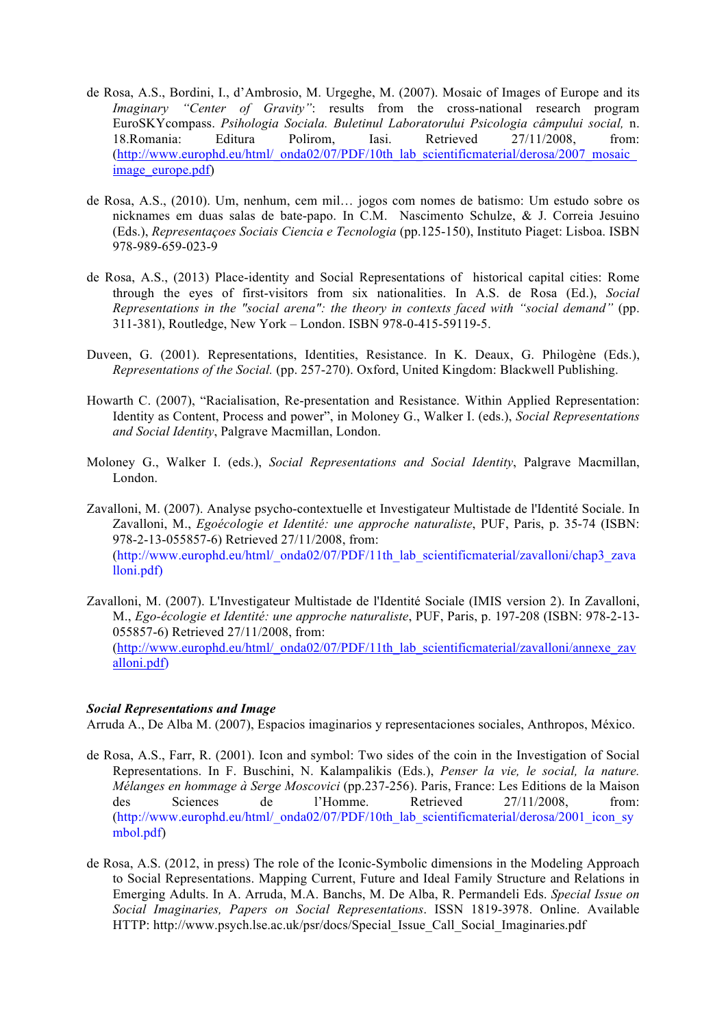de Rosa, A.S., Bordini, I., d'Ambrosio, M. Urgeghe, M. (2007). Mosaic of Images of Europe and its *Imaginary "Center of Gravity"*: results from the cross-national research program EuroSKYcompass. *Psihologia Sociala. Buletinul Laboratorului Psicologia câmpului social,* n. 18.Romania: Editura Polirom, Iasi. Retrieved 27/11/2008, from: (http://www.europhd.eu/html/_onda02/07/PDF/10th_lab_scientificmaterial/derosa/2007_mosaic_image_europe.pdf)

de Rosa, A.S., (2010). Um, nenhum, cem mil… jogos com nomes de batismo: Um estudo sobre os nicknames em duas salas de bate-papo. In C.M. Nascimento Schulze, & J. Correia Jesuino (Eds.), *Representaçoes Sociais Ciencia e Tecnologia* (pp.125-150), Instituto Piaget: Lisboa. ISBN 978-989-659-023-9

de Rosa, A.S., (2013) Place-identity and Social Representations of historical capital cities: Rome through the eyes of first-visitors from six nationalities. In A.S. de Rosa (Ed.), *Social Representations in the "social arena": the theory in contexts faced with "social demand"* (pp. 311-381), Routledge, New York – London. ISBN 978-0-415-59119-5.

Duveen, G. (2001). Representations, Identities, Resistance. In K. Deaux, G. Philogène (Eds.), *Representations of the Social.* (pp. 257-270). Oxford, United Kingdom: Blackwell Publishing.

Howarth C. (2007), "Racialisation, Re-presentation and Resistance. Within Applied Representation: Identity as Content, Process and power", in Moloney G., Walker I. (eds.), *Social Representations and Social Identity*, Palgrave Macmillan, London.

Moloney G., Walker I. (eds.), *Social Representations and Social Identity*, Palgrave Macmillan, London.

Zavalloni, M. (2007). Analyse psycho-contextuelle et Investigateur Multistade de l'Identité Sociale. In Zavalloni, M., *Egoécologie et Identité: une approche naturaliste*, PUF, Paris, p. 35-74 (ISBN: 978-2-13-055857-6) Retrieved 27/11/2008, from: (http://www.europhd.eu/html/_onda02/07/PDF/11th_lab_scientificmaterial/zavalloni/chap3_zavalloni.pdf)

Zavalloni, M. (2007). L'Investigateur Multistade de l'Identité Sociale (IMIS version 2). In Zavalloni, M., *Ego-écologie et Identité: une approche naturaliste*, PUF, Paris, p. 197-208 (ISBN: 978-2-13-055857-6) Retrieved 27/11/2008, from: (http://www.europhd.eu/html/_onda02/07/PDF/11th_lab_scientificmaterial/zavalloni/annexe_zavalloni.pdf)

***Social Representations and Image***

Arruda A., De Alba M. (2007), Espacios imaginarios y representaciones sociales, Anthropos, México.

de Rosa, A.S., Farr, R. (2001). Icon and symbol: Two sides of the coin in the Investigation of Social Representations. In F. Buschini, N. Kalampalikis (Eds.), *Penser la vie, le social, la nature. Mélanges en hommage à Serge Moscovici* (pp.237-256). Paris, France: Les Editions de la Maison des Sciences de l'Homme. Retrieved 27/11/2008, from: (http://www.europhd.eu/html/_onda02/07/PDF/10th_lab_scientificmaterial/derosa/2001_icon_symbol.pdf)

de Rosa, A.S. (2012, in press) The role of the Iconic-Symbolic dimensions in the Modeling Approach to Social Representations. Mapping Current, Future and Ideal Family Structure and Relations in Emerging Adults. In A. Arruda, M.A. Banchs, M. De Alba, R. Permandeli Eds. *Special Issue on Social Imaginaries, Papers on Social Representations*. ISSN 1819-3978. Online. Available HTTP: http://www.psych.lse.ac.uk/psr/docs/Special_Issue_Call_Social_Imaginaries.pdf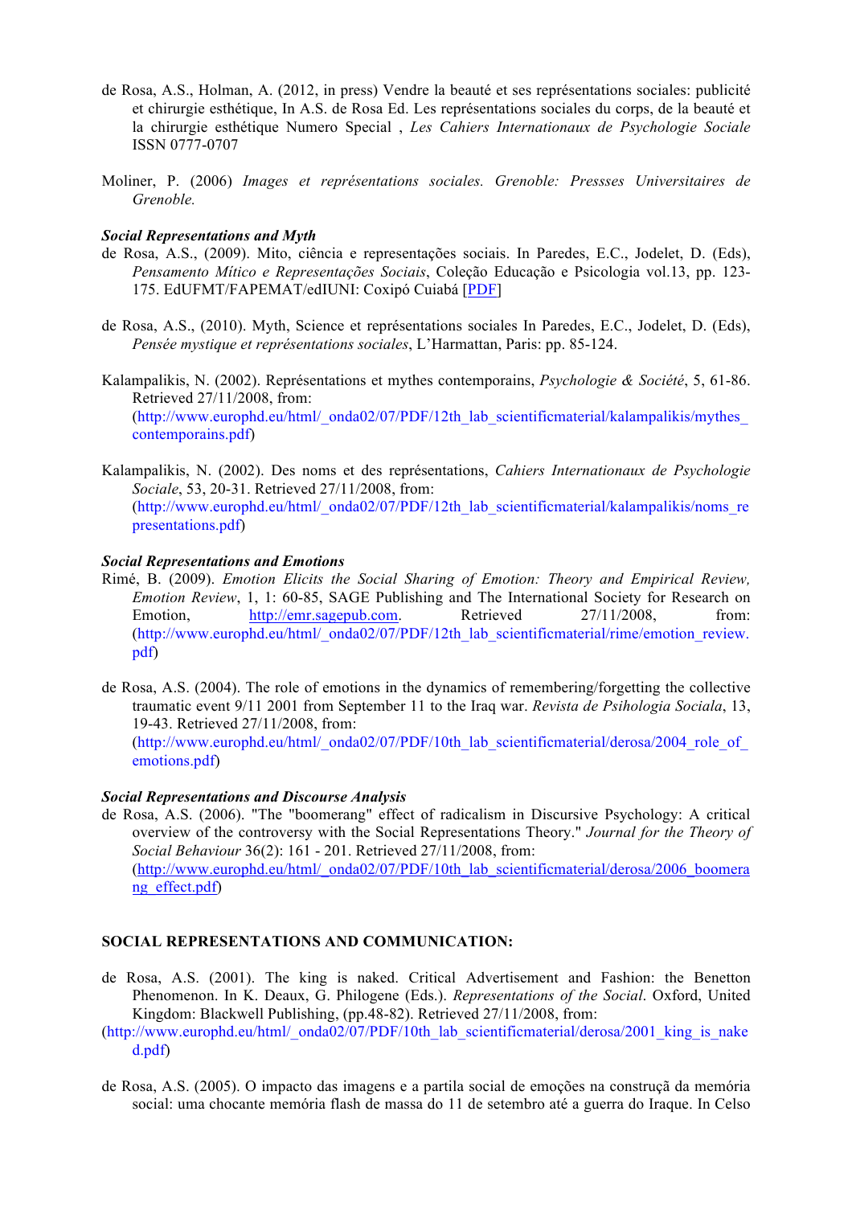de Rosa, A.S., Holman, A. (2012, in press) Vendre la beauté et ses représentations sociales: publicité et chirurgie esthétique, In A.S. de Rosa Ed. Les représentations sociales du corps, de la beauté et la chirurgie esthétique Numero Special , *Les Cahiers Internationaux de Psychologie Sociale* ISSN 0777-0707

Moliner, P. (2006) *Images et représentations sociales. Grenoble: Pressses Universitaires de Grenoble.*

***Social Representations and Myth***

de Rosa, A.S., (2009). Mito, ciência e representações sociais. In Paredes, E.C., Jodelet, D. (Eds), *Pensamento Mítico e Representações Sociais*, Coleção Educação e Psicologia vol.13, pp. 123-175. EdUFMT/FAPEMAT/edIUNI: Coxipó Cuiabá [PDF]

de Rosa, A.S., (2010). Myth, Science et représentations sociales In Paredes, E.C., Jodelet, D. (Eds), *Pensée mystique et représentations sociales*, L'Harmattan, Paris: pp. 85-124.

Kalampalikis, N. (2002). Représentations et mythes contemporains, *Psychologie & Société*, 5, 61-86. Retrieved 27/11/2008, from: (http://www.europhd.eu/html/_onda02/07/PDF/12th_lab_scientificmaterial/kalampalikis/mythes_contemporains.pdf)

Kalampalikis, N. (2002). Des noms et des représentations, *Cahiers Internationaux de Psychologie Sociale*, 53, 20-31. Retrieved 27/11/2008, from: (http://www.europhd.eu/html/_onda02/07/PDF/12th_lab_scientificmaterial/kalampalikis/noms_representations.pdf)

***Social Representations and Emotions***

Rimé, B. (2009). *Emotion Elicits the Social Sharing of Emotion: Theory and Empirical Review, Emotion Review*, 1, 1: 60-85, SAGE Publishing and The International Society for Research on Emotion, http://emr.sagepub.com. Retrieved 27/11/2008, from: (http://www.europhd.eu/html/_onda02/07/PDF/12th_lab_scientificmaterial/rime/emotion_review.pdf)

de Rosa, A.S. (2004). The role of emotions in the dynamics of remembering/forgetting the collective traumatic event 9/11 2001 from September 11 to the Iraq war. *Revista de Psihologia Sociala*, 13, 19-43. Retrieved 27/11/2008, from: (http://www.europhd.eu/html/_onda02/07/PDF/10th_lab_scientificmaterial/derosa/2004_role_of_emotions.pdf)

***Social Representations and Discourse Analysis***

de Rosa, A.S. (2006). "The "boomerang" effect of radicalism in Discursive Psychology: A critical overview of the controversy with the Social Representations Theory." *Journal for the Theory of Social Behaviour* 36(2): 161 - 201. Retrieved 27/11/2008, from: (http://www.europhd.eu/html/_onda02/07/PDF/10th_lab_scientificmaterial/derosa/2006_boomerang_effect.pdf)

**SOCIAL REPRESENTATIONS AND COMMUNICATION:**

de Rosa, A.S. (2001). The king is naked. Critical Advertisement and Fashion: the Benetton Phenomenon. In K. Deaux, G. Philogene (Eds.). *Representations of the Social*. Oxford, United Kingdom: Blackwell Publishing, (pp.48-82). Retrieved 27/11/2008, from: (http://www.europhd.eu/html/_onda02/07/PDF/10th_lab_scientificmaterial/derosa/2001_king_is_naked.pdf)

de Rosa, A.S. (2005). O impacto das imagens e a partila social de emoções na construçã da memória social: uma chocante memória flash de massa do 11 de setembro até a guerra do Iraque. In Celso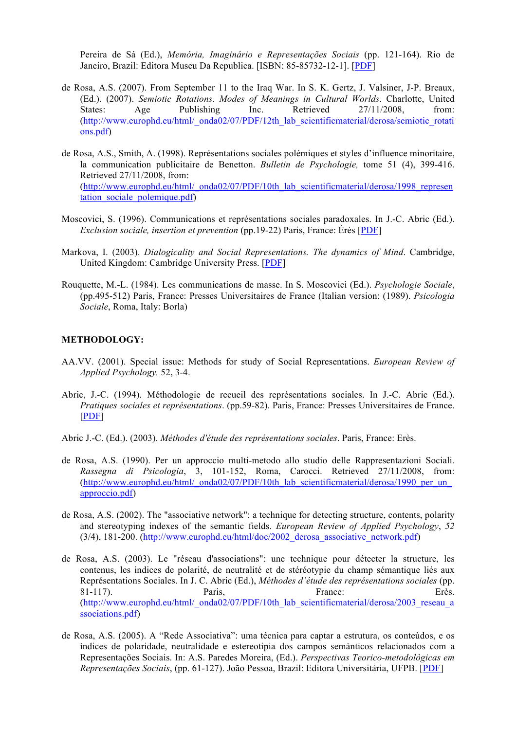Pereira de Sá (Ed.), *Memória, Imaginário e Representações Sociais* (pp. 121-164). Rio de Janeiro, Brazil: Editora Museu Da Republica. [ISBN: 85-85732-12-1]. [PDF]

de Rosa, A.S. (2007). From September 11 to the Iraq War. In S. K. Gertz, J. Valsiner, J-P. Breaux, (Ed.). (2007). *Semiotic Rotations. Modes of Meanings in Cultural Worlds*. Charlotte, United States: Age Publishing Inc. Retrieved 27/11/2008, from: (http://www.europhd.eu/html/_onda02/07/PDF/12th_lab_scientificmaterial/derosa/semiotic_rotations.pdf)

de Rosa, A.S., Smith, A. (1998). Représentations sociales polémiques et styles d'influence minoritaire, la communication publicitaire de Benetton. *Bulletin de Psychologie,* tome 51 (4), 399-416. Retrieved 27/11/2008, from: (http://www.europhd.eu/html/_onda02/07/PDF/10th_lab_scientificmaterial/derosa/1998_representation_sociale_polemique.pdf)

Moscovici, S. (1996). Communications et représentations sociales paradoxales. In J.-C. Abric (Ed.). *Exclusion sociale, insertion et prevention* (pp.19-22) Paris, France: Érès [PDF]

Markova, I. (2003). *Dialogicality and Social Representations. The dynamics of Mind*. Cambridge, United Kingdom: Cambridge University Press. [PDF]

Rouquette, M.-L. (1984). Les communications de masse. In S. Moscovici (Ed.). *Psychologie Sociale*, (pp.495-512) Paris, France: Presses Universitaires de France (Italian version: (1989). *Psicologia Sociale*, Roma, Italy: Borla)

**METHODOLOGY:**

AA.VV. (2001). Special issue: Methods for study of Social Representations. *European Review of Applied Psychology,* 52, 3-4.

Abric, J.-C. (1994). Méthodologie de recueil des représentations sociales. In J.-C. Abric (Ed.). *Pratiques sociales et représentations*. (pp.59-82). Paris, France: Presses Universitaires de France. [PDF]

Abric J.-C. (Ed.). (2003). *Méthodes d'étude des représentations sociales*. Paris, France: Erès.

de Rosa, A.S. (1990). Per un approccio multi-metodo allo studio delle Rappresentazioni Sociali. *Rassegna di Psicologia*, 3, 101-152, Roma, Carocci. Retrieved 27/11/2008, from: (http://www.europhd.eu/html/_onda02/07/PDF/10th_lab_scientificmaterial/derosa/1990_per_un_approccio.pdf)

de Rosa, A.S. (2002). The "associative network": a technique for detecting structure, contents, polarity and stereotyping indexes of the semantic fields. *European Review of Applied Psychology*, *52* (3/4), 181-200. (http://www.europhd.eu/html/doc/2002_derosa_associative_network.pdf)

de Rosa, A.S. (2003). Le "réseau d'associations": une technique pour détecter la structure, les contenus, les indices de polarité, de neutralité et de stéréotypie du champ sémantique liés aux Représentations Sociales. In J. C. Abric (Ed.), *Méthodes d'étude des représentations sociales* (pp. 81-117). Paris, France: Erès. (http://www.europhd.eu/html/_onda02/07/PDF/10th_lab_scientificmaterial/derosa/2003_reseau_associations.pdf)

de Rosa, A.S. (2005). A "Rede Associativa": uma técnica para captar a estrutura, os conteùdos, e os ìndices de polaridade, neutralidade e estereotipia dos campos semànticos relacionados com a Representações Sociais. In: A.S. Paredes Moreira, (Ed.). *Perspectivas Teorico-metodològicas em Representações Sociais*, (pp. 61-127). João Pessoa, Brazil: Editora Universitária, UFPB. [PDF]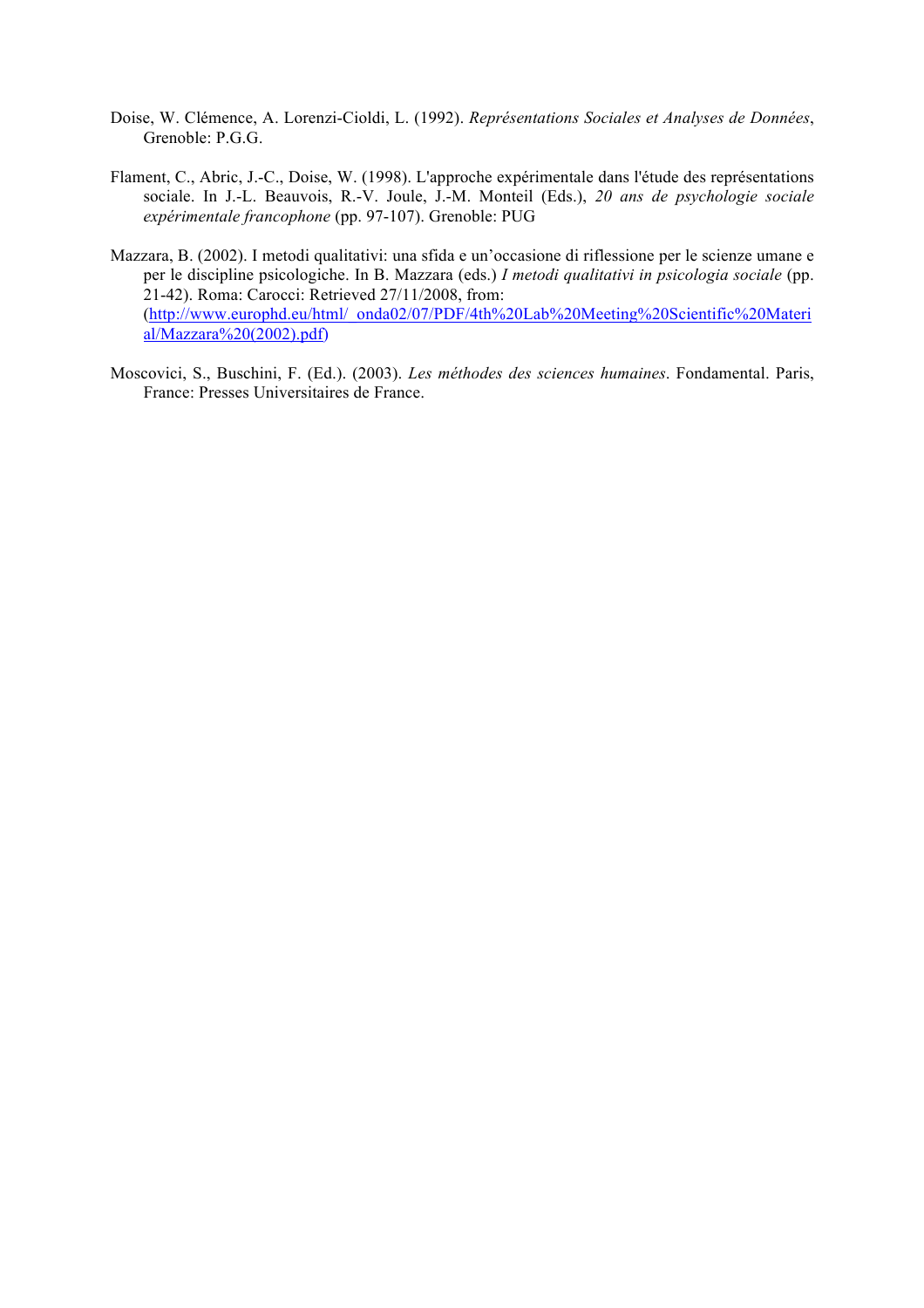Doise, W. Clémence, A. Lorenzi-Cioldi, L. (1992). *Représentations Sociales et Analyses de Données*, Grenoble: P.G.G.

Flament, C., Abric, J.-C., Doise, W. (1998). L'approche expérimentale dans l'étude des représentations sociale. In J.-L. Beauvois, R.-V. Joule, J.-M. Monteil (Eds.), *20 ans de psychologie sociale expérimentale francophone* (pp. 97-107). Grenoble: PUG

Mazzara, B. (2002). I metodi qualitativi: una sfida e un'occasione di riflessione per le scienze umane e per le discipline psicologiche. In B. Mazzara (eds.) *I metodi qualitativi in psicologia sociale* (pp. 21-42). Roma: Carocci: Retrieved 27/11/2008, from: (http://www.europhd.eu/html/_onda02/07/PDF/4th%20Lab%20Meeting%20Scientific%20Material/Mazzara%20(2002).pdf)

Moscovici, S., Buschini, F. (Ed.). (2003). *Les méthodes des sciences humaines*. Fondamental. Paris, France: Presses Universitaires de France.